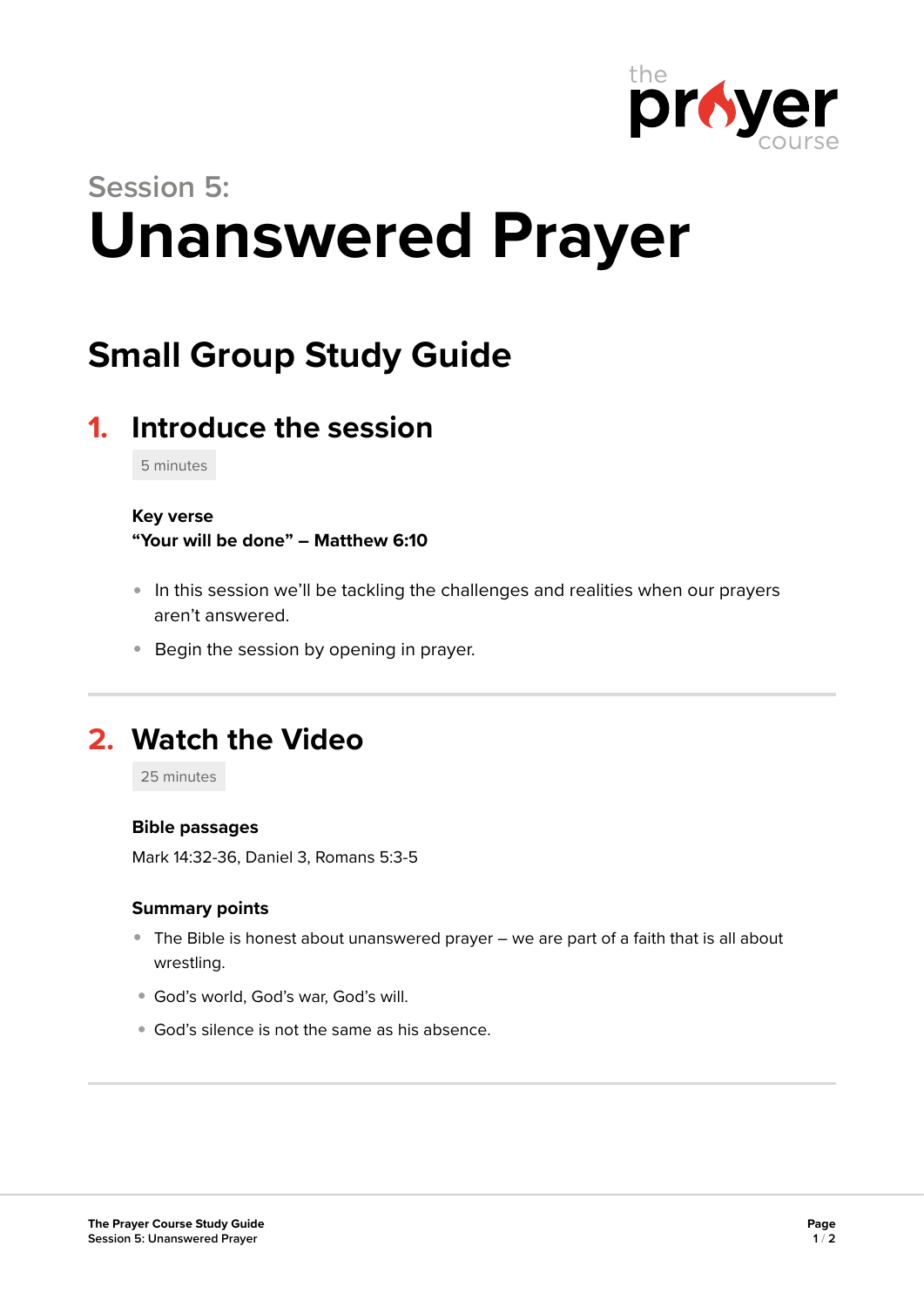Session 5:

# Unanswered Prayer

## Small Group Study Guide

### 1. Introduce the session

5 minutes

**Key verse**
**"Your will be done" – Matthew 6:10**

- In this session we'll be tackling the challenges and realities when our prayers aren't answered.
- Begin the session by opening in prayer.

---

### 2. Watch the Video

25 minutes

**Bible passages**

Mark 14:32-36, Daniel 3, Romans 5:3-5

**Summary points**

- The Bible is honest about unanswered prayer – we are part of a faith that is all about wrestling.
- God's world, God's war, God's will.
- God's silence is not the same as his absence.

---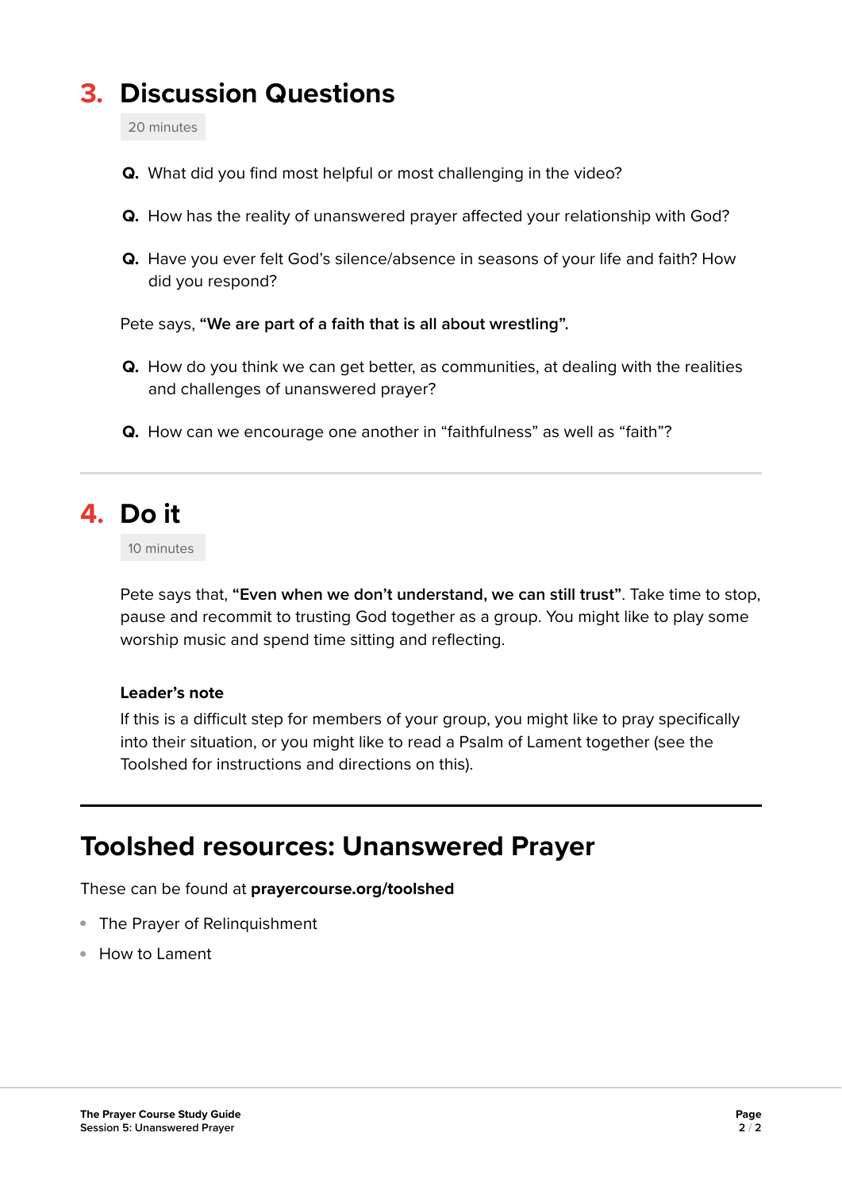## 3. Discussion Questions

20 minutes

**Q.** What did you find most helpful or most challenging in the video?

**Q.** How has the reality of unanswered prayer affected your relationship with God?

**Q.** Have you ever felt God's silence/absence in seasons of your life and faith? How did you respond?

Pete says, **"We are part of a faith that is all about wrestling".**

**Q.** How do you think we can get better, as communities, at dealing with the realities and challenges of unanswered prayer?

**Q.** How can we encourage one another in "faithfulness" as well as "faith"?

---

## 4. Do it

10 minutes

Pete says that, **"Even when we don't understand, we can still trust"**. Take time to stop, pause and recommit to trusting God together as a group. You might like to play some worship music and spend time sitting and reflecting.

**Leader's note**

If this is a difficult step for members of your group, you might like to pray specifically into their situation, or you might like to read a Psalm of Lament together (see the Toolshed for instructions and directions on this).

---

## Toolshed resources: Unanswered Prayer

These can be found at **prayercourse.org/toolshed**

- The Prayer of Relinquishment
- How to Lament